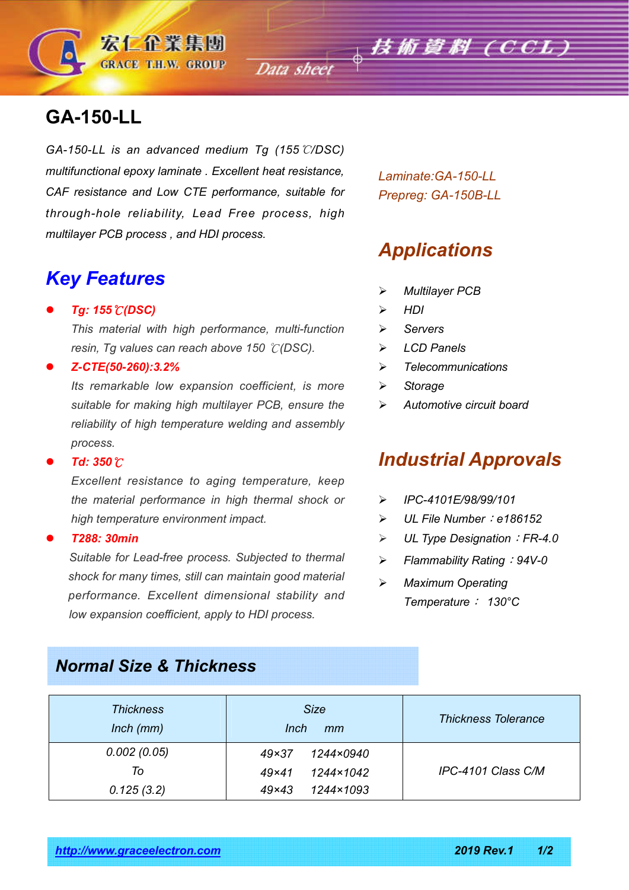# GA-150-LL

*GA-150-LL is an advanced medium Tg (155℃/DSC) multifunctional epoxy laminate . Excellent heat resistance, CAF resistance and Low CTE performance, suitable for through-hole reliability, Lead Free process, high multilayer PCB process , and HDI process.*

*Laminate:GA-150-LL*
*Prepreg: GA-150B-LL*

## Key Features

- ***Tg: 155℃(DSC)***
  *This material with high performance, multi-function resin, Tg values can reach above 150 ℃(DSC).*
- ***Z-CTE(50-260):3.2%***
  *Its remarkable low expansion coefficient, is more suitable for making high multilayer PCB, ensure the reliability of high temperature welding and assembly process.*
- ***Td: 350℃***
  *Excellent resistance to aging temperature, keep the material performance in high thermal shock or high temperature environment impact.*
- ***T288: 30min***
  *Suitable for Lead-free process. Subjected to thermal shock for many times, still can maintain good material performance. Excellent dimensional stability and low expansion coefficient, apply to HDI process.*

## Applications

- *Multilayer PCB*
- *HDI*
- *Servers*
- *LCD Panels*
- *Telecommunications*
- *Storage*
- *Automotive circuit board*

## Industrial Approvals

- *IPC-4101E/98/99/101*
- *UL File Number：e186152*
- *UL Type Designation：FR-4.0*
- *Flammability Rating：94V-0*
- *Maximum Operating Temperature： 130°C*

## Normal Size & Thickness

| Thickness Inch (mm) | Size Inch mm | Thickness Tolerance |
|---|---|---|
| 0.002 (0.05) To 0.125 (3.2) | 49×37 1244×0940<br>49×41 1244×1042<br>49×43 1244×1093 | IPC-4101 Class C/M |

http://www.graceelectron.com 2019 Rev.1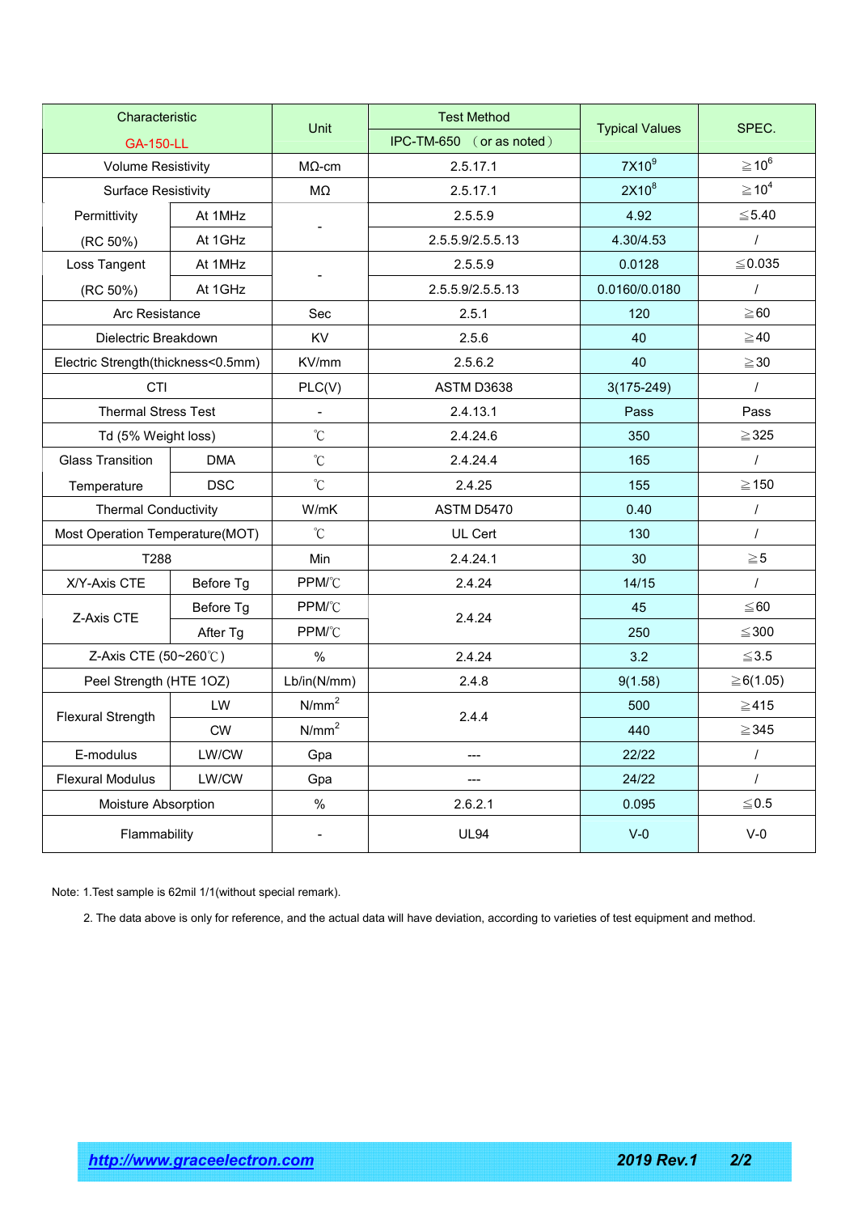| Characteristic GA-150-LL | | Unit | Test Method IPC-TM-650 （or as noted） | Typical Values | SPEC. |
|---|---|---|---|---|---|
| Volume Resistivity | | MΩ-cm | 2.5.17.1 | $7X10^9$ | ≧$10^6$ |
| Surface Resistivity | | MΩ | 2.5.17.1 | $2X10^8$ | ≧$10^4$ |
| Permittivity (RC 50%) | At 1MHz | - | 2.5.5.9 | 4.92 | ≦5.40 |
| | At 1GHz | | 2.5.5.9/2.5.5.13 | 4.30/4.53 | / |
| Loss Tangent (RC 50%) | At 1MHz | - | 2.5.5.9 | 0.0128 | ≦0.035 |
| | At 1GHz | | 2.5.5.9/2.5.5.13 | 0.0160/0.0180 | / |
| Arc Resistance | | Sec | 2.5.1 | 120 | ≧60 |
| Dielectric Breakdown | | KV | 2.5.6 | 40 | ≧40 |
| Electric Strength(thickness<0.5mm) | | KV/mm | 2.5.6.2 | 40 | ≧30 |
| CTI | | PLC(V) | ASTM D3638 | 3(175-249) | / |
| Thermal Stress Test | | - | 2.4.13.1 | Pass | Pass |
| Td (5% Weight loss) | | ℃ | 2.4.24.6 | 350 | ≧325 |
| Glass Transition Temperature | DMA | ℃ | 2.4.24.4 | 165 | / |
| | DSC | ℃ | 2.4.25 | 155 | ≧150 |
| Thermal Conductivity | | W/mK | ASTM D5470 | 0.40 | / |
| Most Operation Temperature(MOT) | | ℃ | UL Cert | 130 | / |
| T288 | | Min | 2.4.24.1 | 30 | ≧5 |
| X/Y-Axis CTE | Before Tg | PPM/℃ | 2.4.24 | 14/15 | / |
| Z-Axis CTE | Before Tg | PPM/℃ | 2.4.24 | 45 | ≦60 |
| | After Tg | PPM/℃ | | 250 | ≦300 |
| Z-Axis CTE (50~260℃) | | % | 2.4.24 | 3.2 | ≦3.5 |
| Peel Strength (HTE 1OZ) | | Lb/in(N/mm) | 2.4.8 | 9(1.58) | ≧6(1.05) |
| Flexural Strength | LW | $N/mm^2$ | 2.4.4 | 500 | ≧415 |
| | CW | $N/mm^2$ | | 440 | ≧345 |
| E-modulus | LW/CW | Gpa | --- | 22/22 | / |
| Flexural Modulus | LW/CW | Gpa | --- | 24/22 | / |
| Moisture Absorption | | % | 2.6.2.1 | 0.095 | ≦0.5 |
| Flammability | | - | UL94 | V-0 | V-0 |

Note: 1.Test sample is 62mil 1/1(without special remark).

2. The data above is only for reference, and the actual data will have deviation, according to varieties of test equipment and method.